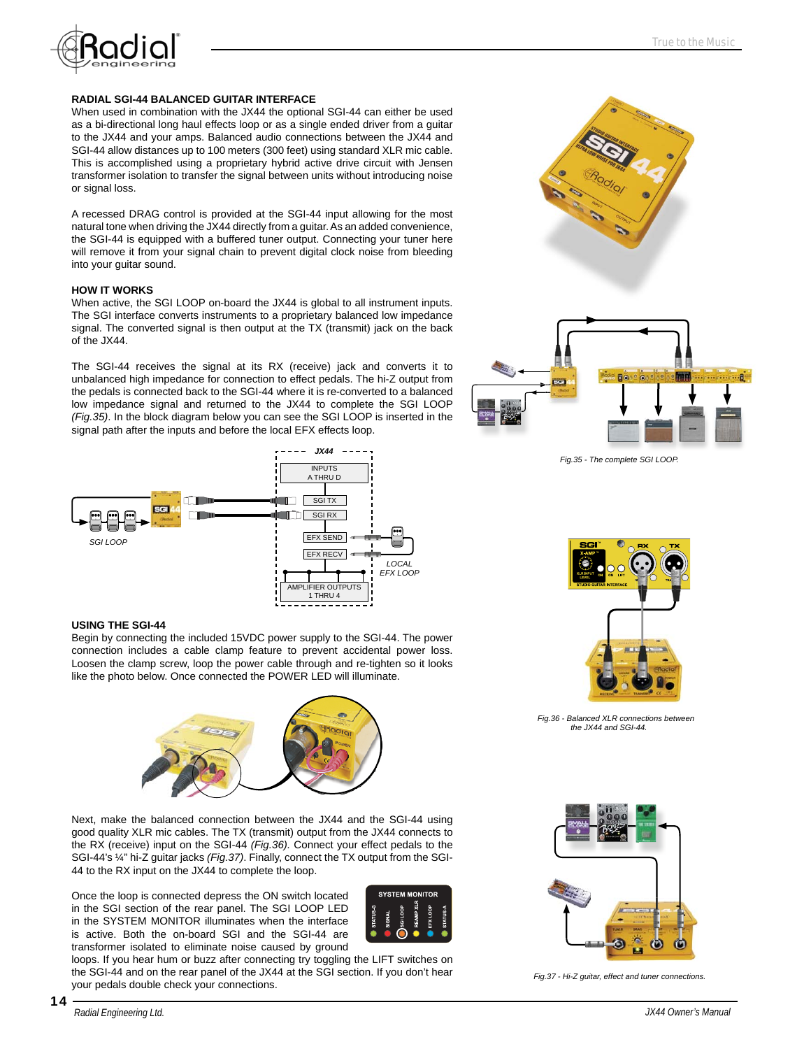### RADIAL SGI-44 BALANCED GUITAR INTERFACE

When used in combination with the JX44 the optional SGI-44 can either be used as a bi-directional long haul effects loop or as a single ended driver from a guitar to the JX44 and your amps. Balanced audio connections between the JX44 and SGI-44 allow distances up to 100 meters (300 feet) using standard XLR mic cable. This is accomplished using a proprietary hybrid active drive circuit with Jensen transformer isolation to transfer the signal between units without introducing noise or signal loss.

A recessed DRAG control is provided at the SGI-44 input allowing for the most natural tone when driving the JX44 directly from a guitar. As an added convenience, the SGI-44 is equipped with a buffered tuner output. Connecting your tuner here will remove it from your signal chain to prevent digital clock noise from bleeding into your guitar sound.

### HOW IT WORKS

When active, the SGI LOOP on-board the JX44 is global to all instrument inputs. The SGI interface converts instruments to a proprietary balanced low impedance signal. The converted signal is then output at the TX (transmit) jack on the back of the JX44.

The SGI-44 receives the signal at its RX (receive) jack and converts it to unbalanced high impedance for connection to effect pedals. The hi-Z output from the pedals is connected back to the SGI-44 where it is re-converted to a balanced low impedance signal and returned to the JX44 to complete the SGI LOOP *(Fig.35)*. In the block diagram below you can see the SGI LOOP is inserted in the signal path after the inputs and before the local EFX effects loop.

JX44: INPUTS A THRU D; SGI TX; SGI RX; EFX SEND; EFX RECV; AMPLIFIER OUTPUTS 1 THRU 4

SGI LOOP — LOCAL EFX LOOP

Fig.35 - The complete SGI LOOP.

### USING THE SGI-44

Begin by connecting the included 15VDC power supply to the SGI-44. The power connection includes a cable clamp feature to prevent accidental power loss. Loosen the clamp screw, loop the power cable through and re-tighten so it looks like the photo below. Once connected the POWER LED will illuminate.

Fig.36 - Balanced XLR connections between the JX44 and SGI-44.

Next, make the balanced connection between the JX44 and the SGI-44 using good quality XLR mic cables. The TX (transmit) output from the JX44 connects to the RX (receive) input on the SGI-44 *(Fig.36)*. Connect your effect pedals to the SGI-44's ¼" hi-Z guitar jacks *(Fig.37)*. Finally, connect the TX output from the SGI-44 to the RX input on the JX44 to complete the loop.

Once the loop is connected depress the ON switch located in the SGI section of the rear panel. The SGI LOOP LED in the SYSTEM MONITOR illuminates when the interface is active. Both the on-board SGI and the SGI-44 are transformer isolated to eliminate noise caused by ground loops. If you hear hum or buzz after connecting try toggling the LIFT switches on the SGI-44 and on the rear panel of the JX44 at the SGI section. If you don't hear your pedals double check your connections.

Fig.37 - Hi-Z guitar, effect and tuner connections.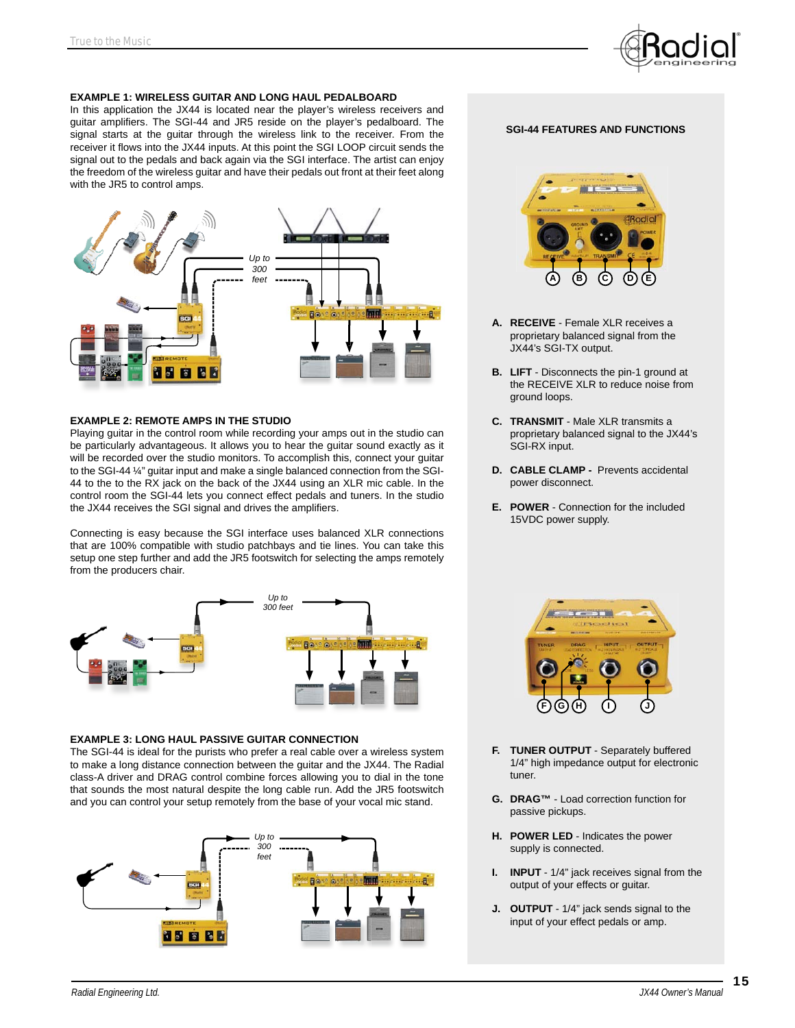### EXAMPLE 1: WIRELESS GUITAR AND LONG HAUL PEDALBOARD

In this application the JX44 is located near the player's wireless receivers and guitar amplifiers. The SGI-44 and JR5 reside on the player's pedalboard. The signal starts at the guitar through the wireless link to the receiver. From the receiver it flows into the JX44 inputs. At this point the SGI LOOP circuit sends the signal out to the pedals and back again via the SGI interface. The artist can enjoy the freedom of the wireless guitar and have their pedals out front at their feet along with the JR5 to control amps.

Up to 300 feet

### EXAMPLE 2: REMOTE AMPS IN THE STUDIO

Playing guitar in the control room while recording your amps out in the studio can be particularly advantageous. It allows you to hear the guitar sound exactly as it will be recorded over the studio monitors. To accomplish this, connect your guitar to the SGI-44 ¼" guitar input and make a single balanced connection from the SGI-44 to the to the RX jack on the back of the JX44 using an XLR mic cable. In the control room the SGI-44 lets you connect effect pedals and tuners. In the studio the JX44 receives the SGI signal and drives the amplifiers.

Connecting is easy because the SGI interface uses balanced XLR connections that are 100% compatible with studio patchbays and tie lines. You can take this setup one step further and add the JR5 footswitch for selecting the amps remotely from the producers chair.

Up to 300 feet

### EXAMPLE 3: LONG HAUL PASSIVE GUITAR CONNECTION

The SGI-44 is ideal for the purists who prefer a real cable over a wireless system to make a long distance connection between the guitar and the JX44. The Radial class-A driver and DRAG control combine forces allowing you to dial in the tone that sounds the most natural despite the long cable run. Add the JR5 footswitch and you can control your setup remotely from the base of your vocal mic stand.

Up to 300 feet

### SGI-44 FEATURES AND FUNCTIONS

A B C D E

A. **RECEIVE** - Female XLR receives a proprietary balanced signal from the JX44's SGI-TX output.

B. **LIFT** - Disconnects the pin-1 ground at the RECEIVE XLR to reduce noise from ground loops.

C. **TRANSMIT** - Male XLR transmits a proprietary balanced signal to the JX44's SGI-RX input.

D. **CABLE CLAMP** - Prevents accidental power disconnect.

E. **POWER** - Connection for the included 15VDC power supply.

F G H I J

F. **TUNER OUTPUT** - Separately buffered 1/4" high impedance output for electronic tuner.

G. **DRAG™** - Load correction function for passive pickups.

H. **POWER LED** - Indicates the power supply is connected.

I. **INPUT** - 1/4" jack receives signal from the output of your effects or guitar.

J. **OUTPUT** - 1/4" jack sends signal to the input of your effect pedals or amp.